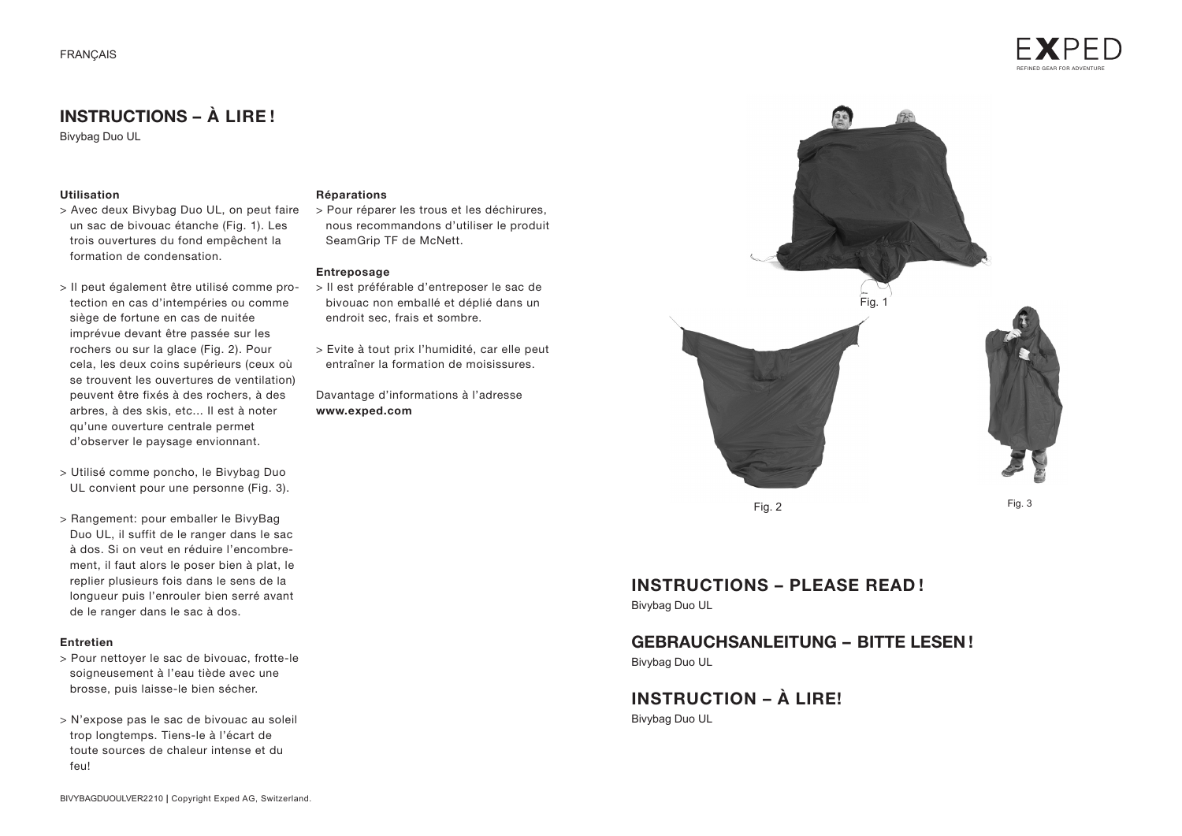FRANÇAIS

# INSTRUCTIONS – À LIRE !

Bivybag Duo UL

**Utilisation**

> Avec deux Bivybag Duo UL, on peut faire un sac de bivouac étanche (Fig. 1). Les trois ouvertures du fond empêchent la formation de condensation.

> Il peut également être utilisé comme protection en cas d'intempéries ou comme siège de fortune en cas de nuitée imprévue devant être passée sur les rochers ou sur la glace (Fig. 2). Pour cela, les deux coins supérieurs (ceux où se trouvent les ouvertures de ventilation) peuvent être fixés à des rochers, à des arbres, à des skis, etc... Il est à noter qu'une ouverture centrale permet d'observer le paysage envionnant.

> Utilisé comme poncho, le Bivybag Duo UL convient pour une personne (Fig. 3).

> Rangement: pour emballer le BivyBag Duo UL, il suffit de le ranger dans le sac à dos. Si on veut en réduire l'encombrement, il faut alors le poser bien à plat, le replier plusieurs fois dans le sens de la longueur puis l'enrouler bien serré avant de le ranger dans le sac à dos.

**Entretien**

> Pour nettoyer le sac de bivouac, frotte-le soigneusement à l'eau tiède avec une brosse, puis laisse-le bien sécher.

> N'expose pas le sac de bivouac au soleil trop longtemps. Tiens-le à l'écart de toute sources de chaleur intense et du feu!

**Réparations**

> Pour réparer les trous et les déchirures, nous recommandons d'utiliser le produit SeamGrip TF de McNett.

**Entreposage**

> Il est préférable d'entreposer le sac de bivouac non emballé et déplié dans un endroit sec, frais et sombre.

> Evite à tout prix l'humidité, car elle peut entraîner la formation de moisissures.

Davantage d'informations à l'adresse **www.exped.com**

Fig. 1

Fig. 2

Fig. 3

## INSTRUCTIONS – PLEASE READ !

Bivybag Duo UL

## GEBRAUCHSANLEITUNG – BITTE LESEN !

Bivybag Duo UL

## INSTRUCTION – À LIRE!

Bivybag Duo UL

BIVYBAGDUOULVER2210 | Copyright Exped AG, Switzerland.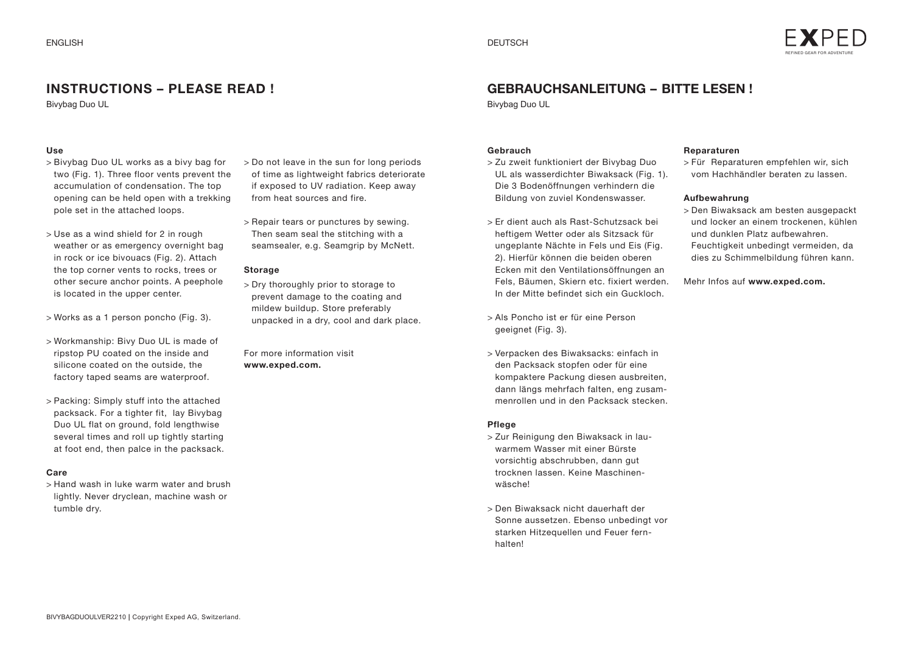ENGLISH

# INSTRUCTIONS – PLEASE READ !

Bivybag Duo UL

**Use**

- > Bivybag Duo UL works as a bivy bag for two (Fig. 1). Three floor vents prevent the accumulation of condensation. The top opening can be held open with a trekking pole set in the attached loops.
- > Use as a wind shield for 2 in rough weather or as emergency overnight bag in rock or ice bivouacs (Fig. 2). Attach the top corner vents to rocks, trees or other secure anchor points. A peephole is located in the upper center.
- > Works as a 1 person poncho (Fig. 3).
- > Workmanship: Bivy Duo UL is made of ripstop PU coated on the inside and silicone coated on the outside, the factory taped seams are waterproof.
- > Packing: Simply stuff into the attached packsack. For a tighter fit, lay Bivybag Duo UL flat on ground, fold lengthwise several times and roll up tightly starting at foot end, then palce in the packsack.

**Care**

- > Hand wash in luke warm water and brush lightly. Never dryclean, machine wash or tumble dry.
- > Do not leave in the sun for long periods of time as lightweight fabrics deteriorate if exposed to UV radiation. Keep away from heat sources and fire.
- > Repair tears or punctures by sewing. Then seam seal the stitching with a seamsealer, e.g. Seamgrip by McNett.

**Storage**

- > Dry thoroughly prior to storage to prevent damage to the coating and mildew buildup. Store preferably unpacked in a dry, cool and dark place.

For more information visit
**www.exped.com.**

DEUTSCH

# GEBRAUCHSANLEITUNG – BITTE LESEN !

Bivybag Duo UL

**Gebrauch**

- > Zu zweit funktioniert der Bivybag Duo UL als wasserdichter Biwaksack (Fig. 1). Die 3 Bodenöffnungen verhindern die Bildung von zuviel Kondenswasser.
- > Er dient auch als Rast-Schutzsack bei heftigem Wetter oder als Sitzsack für ungeplante Nächte in Fels und Eis (Fig. 2). Hierfür können die beiden oberen Ecken mit den Ventilationsöffnungen an Fels, Bäumen, Skiern etc. fixiert werden. In der Mitte befindet sich ein Guckloch.
- > Als Poncho ist er für eine Person geeignet (Fig. 3).
- > Verpacken des Biwaksacks: einfach in den Packsack stopfen oder für eine kompaktere Packung diesen ausbreiten, dann längs mehrfach falten, eng zusammenrollen und in den Packsack stecken.

**Pflege**

- > Zur Reinigung den Biwaksack in lauwarmem Wasser mit einer Bürste vorsichtig abschrubben, dann gut trocknen lassen. Keine Maschinenwäsche!
- > Den Biwaksack nicht dauerhaft der Sonne aussetzen. Ebenso unbedingt vor starken Hitzequellen und Feuer fernhalten!

**Reparaturen**

- > Für Reparaturen empfehlen wir, sich vom Hachhändler beraten zu lassen.

**Aufbewahrung**

- > Den Biwaksack am besten ausgepackt und locker an einem trockenen, kühlen und dunklen Platz aufbewahren. Feuchtigkeit unbedingt vermeiden, da dies zu Schimmelbildung führen kann.

Mehr Infos auf **www.exped.com.**

BIVYBAGDUOULVER2210 | Copyright Exped AG, Switzerland.